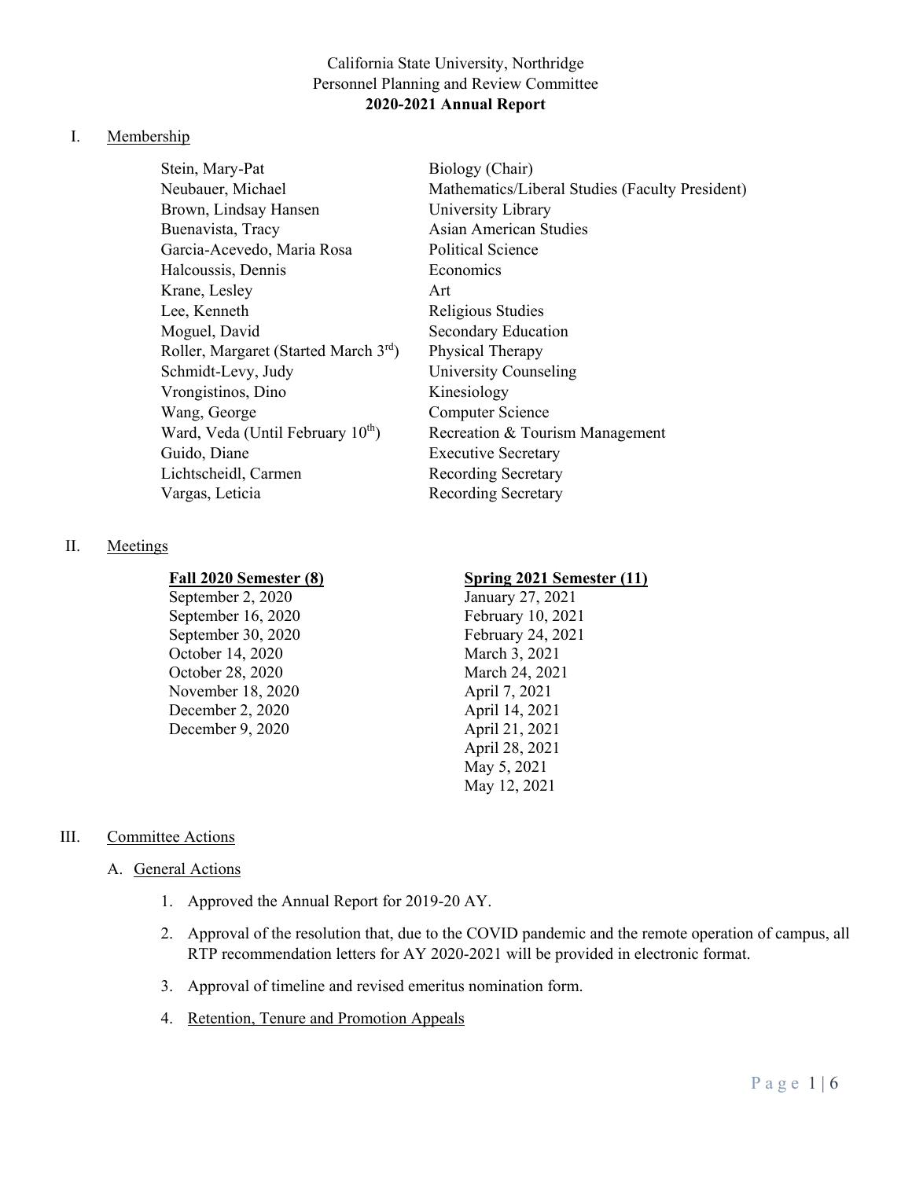California State University, Northridge
Personnel Planning and Review Committee
**2020-2021 Annual Report**

## I. Membership

| | |
|---|---|
| Stein, Mary-Pat | Biology (Chair) |
| Neubauer, Michael | Mathematics/Liberal Studies (Faculty President) |
| Brown, Lindsay Hansen | University Library |
| Buenavista, Tracy | Asian American Studies |
| Garcia-Acevedo, Maria Rosa | Political Science |
| Halcoussis, Dennis | Economics |
| Krane, Lesley | Art |
| Lee, Kenneth | Religious Studies |
| Moguel, David | Secondary Education |
| Roller, Margaret (Started March 3rd) | Physical Therapy |
| Schmidt-Levy, Judy | University Counseling |
| Vrongistinos, Dino | Kinesiology |
| Wang, George | Computer Science |
| Ward, Veda (Until February 10th) | Recreation & Tourism Management |
| Guido, Diane | Executive Secretary |
| Lichtscheidl, Carmen | Recording Secretary |
| Vargas, Leticia | Recording Secretary |

## II. Meetings

| **Fall 2020 Semester (8)** | **Spring 2021 Semester (11)** |
|---|---|
| September 2, 2020 | January 27, 2021 |
| September 16, 2020 | February 10, 2021 |
| September 30, 2020 | February 24, 2021 |
| October 14, 2020 | March 3, 2021 |
| October 28, 2020 | March 24, 2021 |
| November 18, 2020 | April 7, 2021 |
| December 2, 2020 | April 14, 2021 |
| December 9, 2020 | April 21, 2021 |
| | April 28, 2021 |
| | May 5, 2021 |
| | May 12, 2021 |

## III. Committee Actions

### A. General Actions

1. Approved the Annual Report for 2019-20 AY.
2. Approval of the resolution that, due to the COVID pandemic and the remote operation of campus, all RTP recommendation letters for AY 2020-2021 will be provided in electronic format.
3. Approval of timeline and revised emeritus nomination form.
4. Retention, Tenure and Promotion Appeals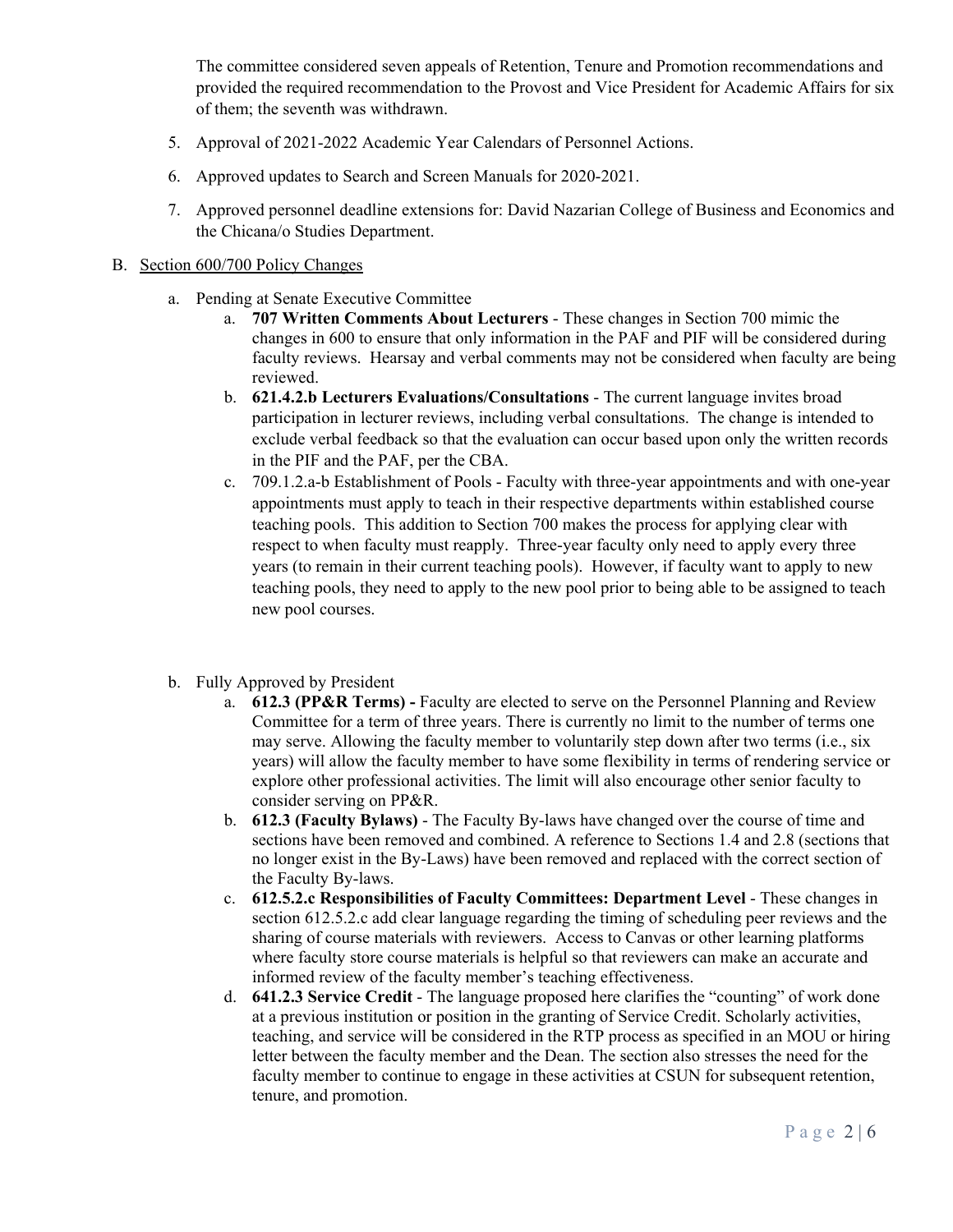The committee considered seven appeals of Retention, Tenure and Promotion recommendations and provided the required recommendation to the Provost and Vice President for Academic Affairs for six of them; the seventh was withdrawn.

5. Approval of 2021-2022 Academic Year Calendars of Personnel Actions.

6. Approved updates to Search and Screen Manuals for 2020-2021.

7. Approved personnel deadline extensions for: David Nazarian College of Business and Economics and the Chicana/o Studies Department.

B. <u>Section 600/700 Policy Changes</u>

   a. Pending at Senate Executive Committee
      a. **707 Written Comments About Lecturers** - These changes in Section 700 mimic the changes in 600 to ensure that only information in the PAF and PIF will be considered during faculty reviews. Hearsay and verbal comments may not be considered when faculty are being reviewed.
      b. **621.4.2.b Lecturers Evaluations/Consultations** - The current language invites broad participation in lecturer reviews, including verbal consultations. The change is intended to exclude verbal feedback so that the evaluation can occur based upon only the written records in the PIF and the PAF, per the CBA.
      c. 709.1.2.a-b Establishment of Pools - Faculty with three-year appointments and with one-year appointments must apply to teach in their respective departments within established course teaching pools. This addition to Section 700 makes the process for applying clear with respect to when faculty must reapply. Three-year faculty only need to apply every three years (to remain in their current teaching pools). However, if faculty want to apply to new teaching pools, they need to apply to the new pool prior to being able to be assigned to teach new pool courses.

   b. Fully Approved by President
      a. **612.3 (PP&R Terms) -** Faculty are elected to serve on the Personnel Planning and Review Committee for a term of three years. There is currently no limit to the number of terms one may serve. Allowing the faculty member to voluntarily step down after two terms (i.e., six years) will allow the faculty member to have some flexibility in terms of rendering service or explore other professional activities. The limit will also encourage other senior faculty to consider serving on PP&R.
      b. **612.3 (Faculty Bylaws)** - The Faculty By-laws have changed over the course of time and sections have been removed and combined. A reference to Sections 1.4 and 2.8 (sections that no longer exist in the By-Laws) have been removed and replaced with the correct section of the Faculty By-laws.
      c. **612.5.2.c Responsibilities of Faculty Committees: Department Level** - These changes in section 612.5.2.c add clear language regarding the timing of scheduling peer reviews and the sharing of course materials with reviewers. Access to Canvas or other learning platforms where faculty store course materials is helpful so that reviewers can make an accurate and informed review of the faculty member's teaching effectiveness.
      d. **641.2.3 Service Credit** - The language proposed here clarifies the "counting" of work done at a previous institution or position in the granting of Service Credit. Scholarly activities, teaching, and service will be considered in the RTP process as specified in an MOU or hiring letter between the faculty member and the Dean. The section also stresses the need for the faculty member to continue to engage in these activities at CSUN for subsequent retention, tenure, and promotion.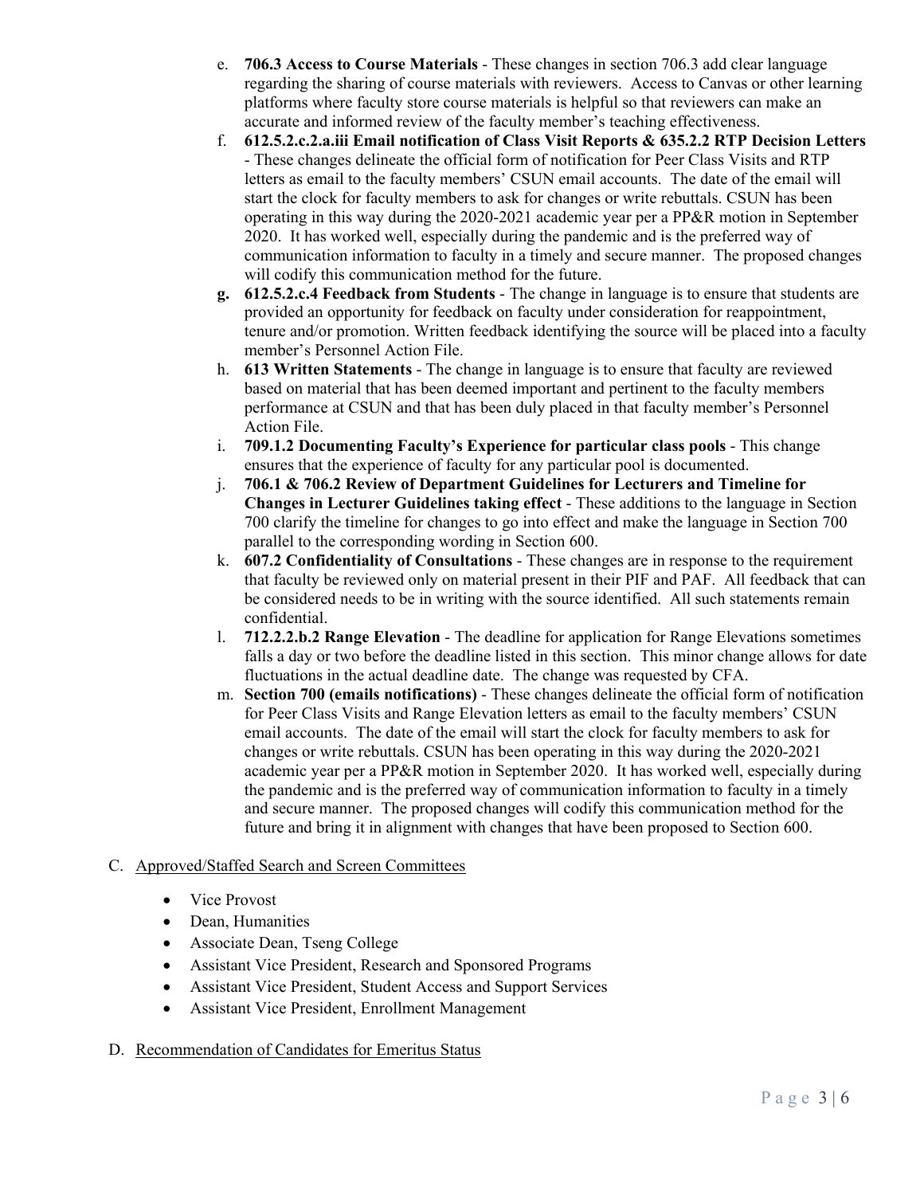e. **706.3 Access to Course Materials** - These changes in section 706.3 add clear language regarding the sharing of course materials with reviewers. Access to Canvas or other learning platforms where faculty store course materials is helpful so that reviewers can make an accurate and informed review of the faculty member's teaching effectiveness.

f. **612.5.2.c.2.a.iii Email notification of Class Visit Reports & 635.2.2 RTP Decision Letters** - These changes delineate the official form of notification for Peer Class Visits and RTP letters as email to the faculty members' CSUN email accounts. The date of the email will start the clock for faculty members to ask for changes or write rebuttals. CSUN has been operating in this way during the 2020-2021 academic year per a PP&R motion in September 2020. It has worked well, especially during the pandemic and is the preferred way of communication information to faculty in a timely and secure manner. The proposed changes will codify this communication method for the future.

**g. 612.5.2.c.4 Feedback from Students** - The change in language is to ensure that students are provided an opportunity for feedback on faculty under consideration for reappointment, tenure and/or promotion. Written feedback identifying the source will be placed into a faculty member's Personnel Action File.

h. **613 Written Statements** - The change in language is to ensure that faculty are reviewed based on material that has been deemed important and pertinent to the faculty members performance at CSUN and that has been duly placed in that faculty member's Personnel Action File.

i. **709.1.2 Documenting Faculty's Experience for particular class pools** - This change ensures that the experience of faculty for any particular pool is documented.

j. **706.1 & 706.2 Review of Department Guidelines for Lecturers and Timeline for Changes in Lecturer Guidelines taking effect** - These additions to the language in Section 700 clarify the timeline for changes to go into effect and make the language in Section 700 parallel to the corresponding wording in Section 600.

k. **607.2 Confidentiality of Consultations** - These changes are in response to the requirement that faculty be reviewed only on material present in their PIF and PAF. All feedback that can be considered needs to be in writing with the source identified. All such statements remain confidential.

l. **712.2.2.b.2 Range Elevation** - The deadline for application for Range Elevations sometimes falls a day or two before the deadline listed in this section. This minor change allows for date fluctuations in the actual deadline date. The change was requested by CFA.

m. **Section 700 (emails notifications)** - These changes delineate the official form of notification for Peer Class Visits and Range Elevation letters as email to the faculty members' CSUN email accounts. The date of the email will start the clock for faculty members to ask for changes or write rebuttals. CSUN has been operating in this way during the 2020-2021 academic year per a PP&R motion in September 2020. It has worked well, especially during the pandemic and is the preferred way of communication information to faculty in a timely and secure manner. The proposed changes will codify this communication method for the future and bring it in alignment with changes that have been proposed to Section 600.

C. Approved/Staffed Search and Screen Committees

- Vice Provost
- Dean, Humanities
- Associate Dean, Tseng College
- Assistant Vice President, Research and Sponsored Programs
- Assistant Vice President, Student Access and Support Services
- Assistant Vice President, Enrollment Management

D. Recommendation of Candidates for Emeritus Status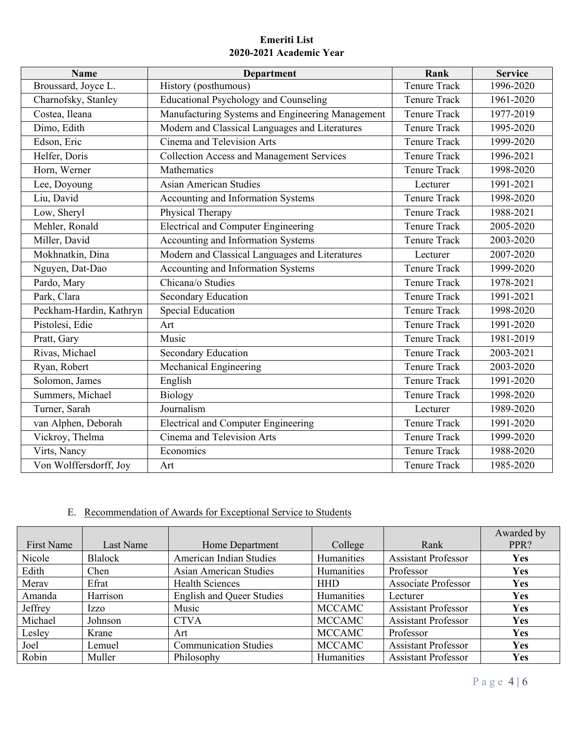**Emeriti List**
**2020-2021 Academic Year**

| Name | Department | Rank | Service |
|---|---|---|---|
| Broussard, Joyce L. | History (posthumous) | Tenure Track | 1996-2020 |
| Charnofsky, Stanley | Educational Psychology and Counseling | Tenure Track | 1961-2020 |
| Costea, Ileana | Manufacturing Systems and Engineering Management | Tenure Track | 1977-2019 |
| Dimo, Edith | Modern and Classical Languages and Literatures | Tenure Track | 1995-2020 |
| Edson, Eric | Cinema and Television Arts | Tenure Track | 1999-2020 |
| Helfer, Doris | Collection Access and Management Services | Tenure Track | 1996-2021 |
| Horn, Werner | Mathematics | Tenure Track | 1998-2020 |
| Lee, Doyoung | Asian American Studies | Lecturer | 1991-2021 |
| Liu, David | Accounting and Information Systems | Tenure Track | 1998-2020 |
| Low, Sheryl | Physical Therapy | Tenure Track | 1988-2021 |
| Mehler, Ronald | Electrical and Computer Engineering | Tenure Track | 2005-2020 |
| Miller, David | Accounting and Information Systems | Tenure Track | 2003-2020 |
| Mokhnatkin, Dina | Modern and Classical Languages and Literatures | Lecturer | 2007-2020 |
| Nguyen, Dat-Dao | Accounting and Information Systems | Tenure Track | 1999-2020 |
| Pardo, Mary | Chicana/o Studies | Tenure Track | 1978-2021 |
| Park, Clara | Secondary Education | Tenure Track | 1991-2021 |
| Peckham-Hardin, Kathryn | Special Education | Tenure Track | 1998-2020 |
| Pistolesi, Edie | Art | Tenure Track | 1991-2020 |
| Pratt, Gary | Music | Tenure Track | 1981-2019 |
| Rivas, Michael | Secondary Education | Tenure Track | 2003-2021 |
| Ryan, Robert | Mechanical Engineering | Tenure Track | 2003-2020 |
| Solomon, James | English | Tenure Track | 1991-2020 |
| Summers, Michael | Biology | Tenure Track | 1998-2020 |
| Turner, Sarah | Journalism | Lecturer | 1989-2020 |
| van Alphen, Deborah | Electrical and Computer Engineering | Tenure Track | 1991-2020 |
| Vickroy, Thelma | Cinema and Television Arts | Tenure Track | 1999-2020 |
| Virts, Nancy | Economics | Tenure Track | 1988-2020 |
| Von Wolffersdorff, Joy | Art | Tenure Track | 1985-2020 |

E. Recommendation of Awards for Exceptional Service to Students

| First Name | Last Name | Home Department | College | Rank | Awarded by PPR? |
|---|---|---|---|---|---|
| Nicole | Blalock | American Indian Studies | Humanities | Assistant Professor | **Yes** |
| Edith | Chen | Asian American Studies | Humanities | Professor | **Yes** |
| Merav | Efrat | Health Sciences | HHD | Associate Professor | **Yes** |
| Amanda | Harrison | English and Queer Studies | Humanities | Lecturer | **Yes** |
| Jeffrey | Izzo | Music | MCCAMC | Assistant Professor | **Yes** |
| Michael | Johnson | CTVA | MCCAMC | Assistant Professor | **Yes** |
| Lesley | Krane | Art | MCCAMC | Professor | **Yes** |
| Joel | Lemuel | Communication Studies | MCCAMC | Assistant Professor | **Yes** |
| Robin | Muller | Philosophy | Humanities | Assistant Professor | **Yes** |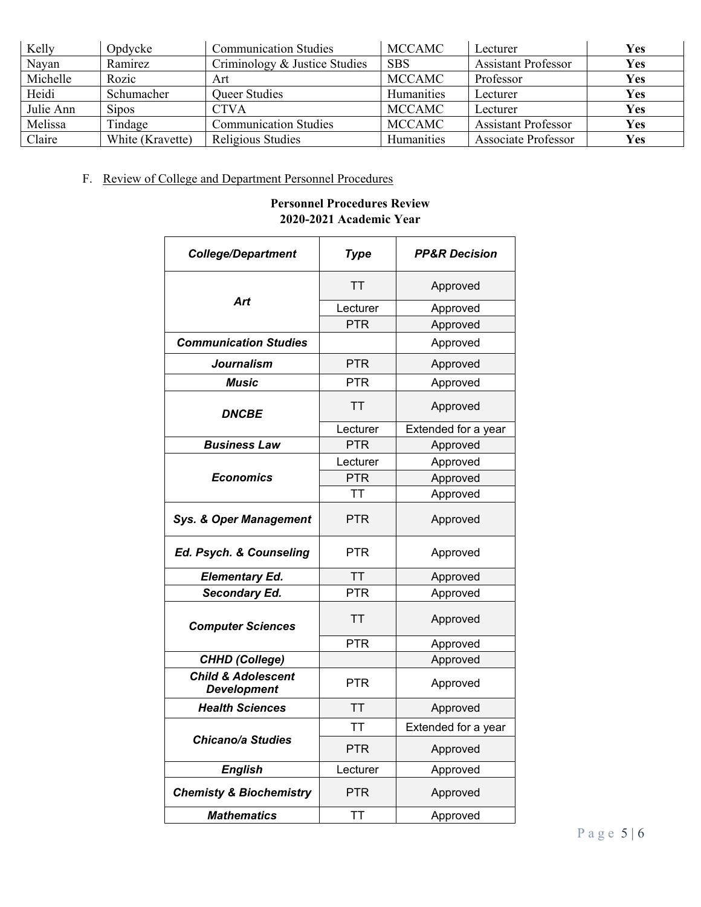| Kelly | Opdycke | Communication Studies | MCCAMC | Lecturer | **Yes** |
|---|---|---|---|---|---|
| Nayan | Ramirez | Criminology & Justice Studies | SBS | Assistant Professor | **Yes** |
| Michelle | Rozic | Art | MCCAMC | Professor | **Yes** |
| Heidi | Schumacher | Queer Studies | Humanities | Lecturer | **Yes** |
| Julie Ann | Sipos | CTVA | MCCAMC | Lecturer | **Yes** |
| Melissa | Tindage | Communication Studies | MCCAMC | Assistant Professor | **Yes** |
| Claire | White (Kravette) | Religious Studies | Humanities | Associate Professor | **Yes** |

F. Review of College and Department Personnel Procedures

**Personnel Procedures Review**
**2020-2021 Academic Year**

| ***College/Department*** | ***Type*** | ***PP&R Decision*** |
|---|---|---|
| ***Art*** | TT | Approved |
| | Lecturer | Approved |
| | PTR | Approved |
| ***Communication Studies*** | | Approved |
| ***Journalism*** | PTR | Approved |
| ***Music*** | PTR | Approved |
| ***DNCBE*** | TT | Approved |
| | Lecturer | Extended for a year |
| ***Business Law*** | PTR | Approved |
| ***Economics*** | Lecturer | Approved |
| | PTR | Approved |
| | TT | Approved |
| ***Sys. & Oper Management*** | PTR | Approved |
| ***Ed. Psych. & Counseling*** | PTR | Approved |
| ***Elementary Ed.*** | TT | Approved |
| ***Secondary Ed.*** | PTR | Approved |
| ***Computer Sciences*** | TT | Approved |
| | PTR | Approved |
| ***CHHD (College)*** | | Approved |
| ***Child & Adolescent Development*** | PTR | Approved |
| ***Health Sciences*** | TT | Approved |
| ***Chicano/a Studies*** | TT | Extended for a year |
| | PTR | Approved |
| ***English*** | Lecturer | Approved |
| ***Chemisty & Biochemistry*** | PTR | Approved |
| ***Mathematics*** | TT | Approved |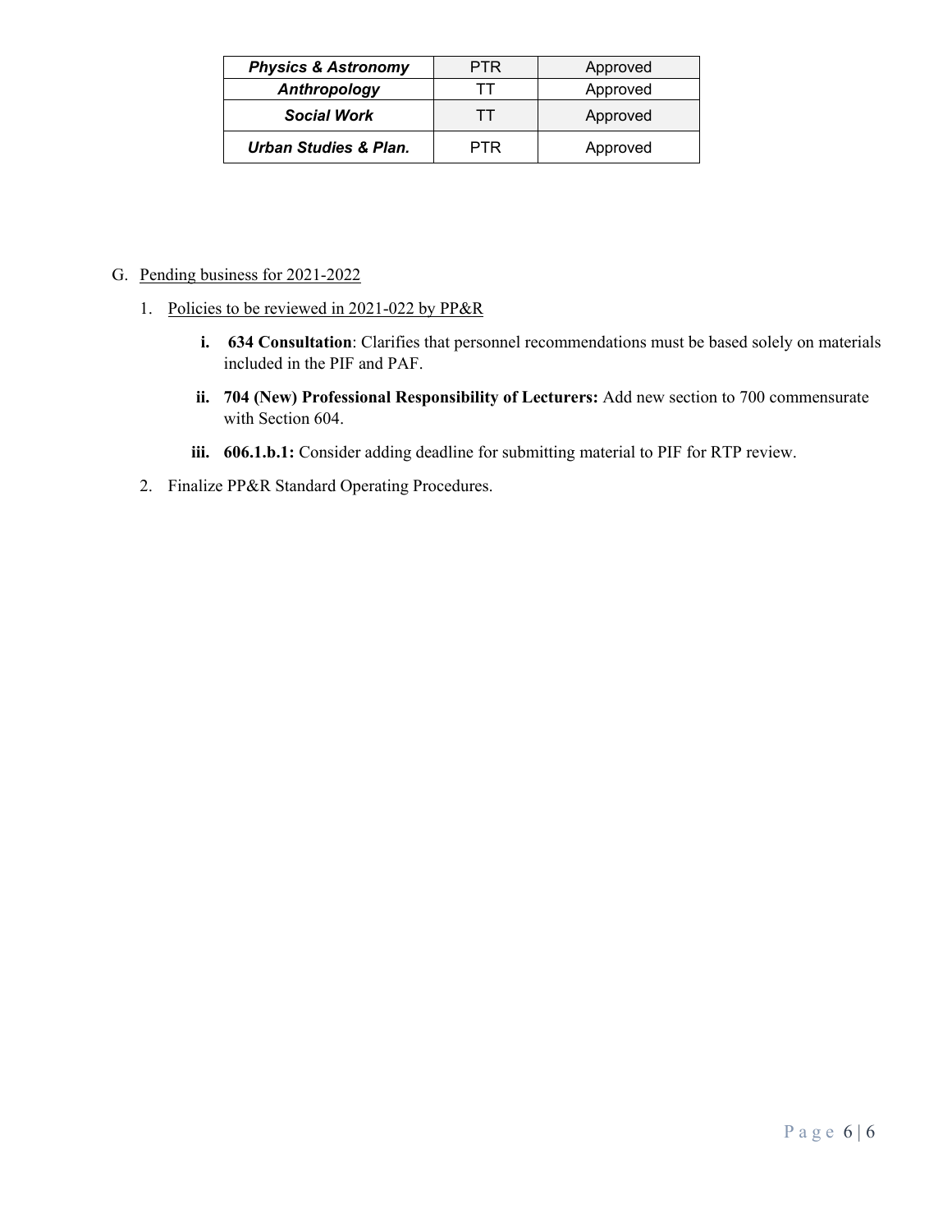| | | |
|---|---|---|
| ***Physics & Astronomy*** | PTR | Approved |
| ***Anthropology*** | TT | Approved |
| ***Social Work*** | TT | Approved |
| ***Urban Studies & Plan.*** | PTR | Approved |

G. Pending business for 2021-2022

1. Policies to be reviewed in 2021-022 by PP&R

   **i.** **634 Consultation**: Clarifies that personnel recommendations must be based solely on materials included in the PIF and PAF.

   **ii.** **704 (New) Professional Responsibility of Lecturers:** Add new section to 700 commensurate with Section 604.

   **iii.** **606.1.b.1:** Consider adding deadline for submitting material to PIF for RTP review.

2. Finalize PP&R Standard Operating Procedures.